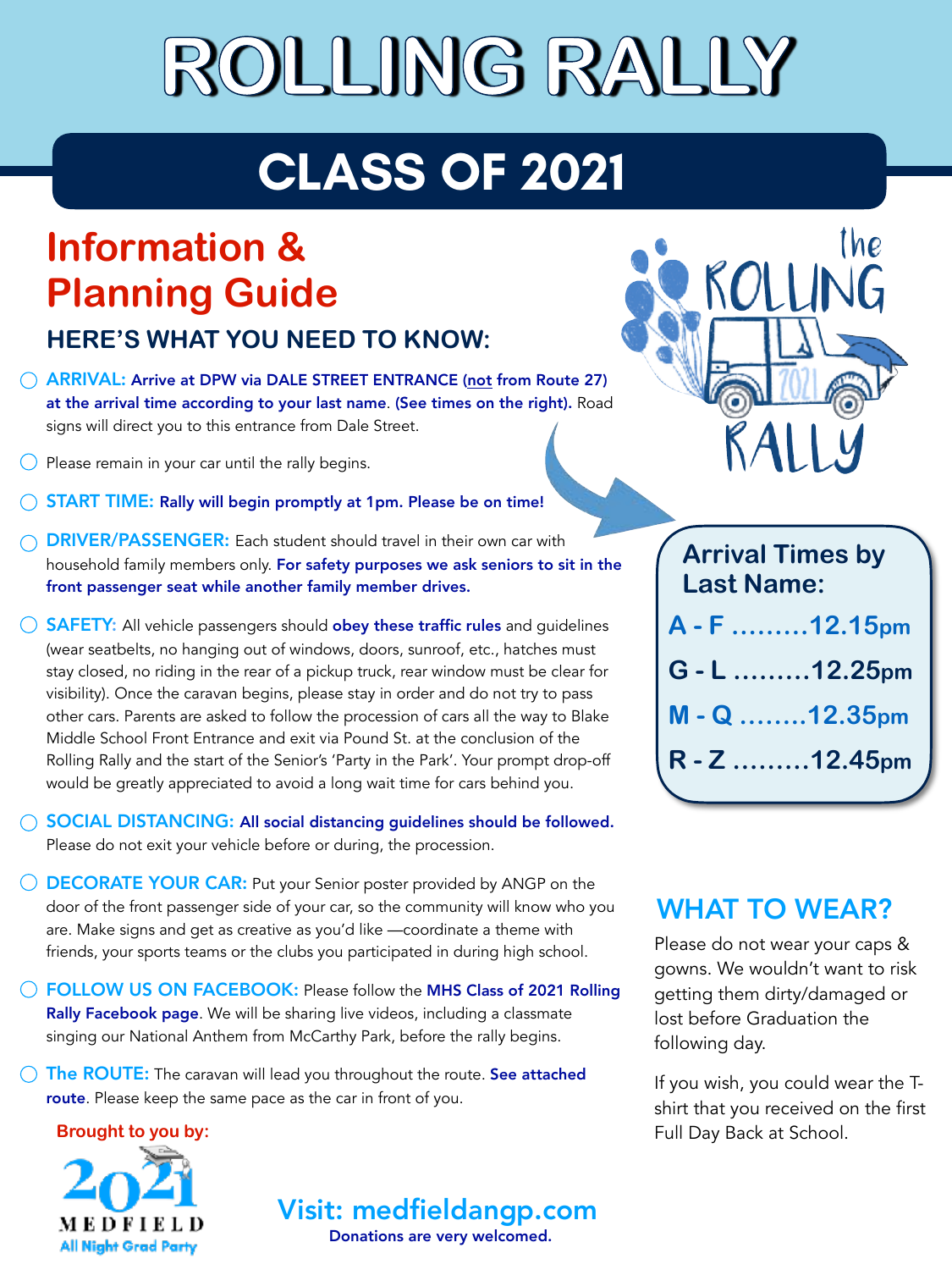# ROLLING RALLY

## CLASS OF 2021

## Information & Planning Guide

### HERE'S WHAT YOU NEED TO KNOW:

- **ARRIVAL: Arrive at DPW via DALE STREET ENTRANCE (not from Route 27) at the arrival time according to your last name. (See times on the right).** Road signs will direct you to this entrance from Dale Street.
- Please remain in your car until the rally begins.
- **START TIME: Rally will begin promptly at 1pm. Please be on time!**
- **DRIVER/PASSENGER:** Each student should travel in their own car with household family members only. **For safety purposes we ask seniors to sit in the front passenger seat while another family member drives.**
- **SAFETY:** All vehicle passengers should **obey these traffic rules** and guidelines (wear seatbelts, no hanging out of windows, doors, sunroof, etc., hatches must stay closed, no riding in the rear of a pickup truck, rear window must be clear for visibility). Once the caravan begins, please stay in order and do not try to pass other cars. Parents are asked to follow the procession of cars all the way to Blake Middle School Front Entrance and exit via Pound St. at the conclusion of the Rolling Rally and the start of the Senior's 'Party in the Park'. Your prompt drop-off would be greatly appreciated to avoid a long wait time for cars behind you.
- **SOCIAL DISTANCING: All social distancing guidelines should be followed.** Please do not exit your vehicle before or during, the procession.
- **DECORATE YOUR CAR:** Put your Senior poster provided by ANGP on the door of the front passenger side of your car, so the community will know who you are. Make signs and get as creative as you'd like —coordinate a theme with friends, your sports teams or the clubs you participated in during high school.
- **FOLLOW US ON FACEBOOK:** Please follow the **MHS Class of 2021 Rolling Rally Facebook page**. We will be sharing live videos, including a classmate singing our National Anthem from McCarthy Park, before the rally begins.
- **The ROUTE:** The caravan will lead you throughout the route. **See attached route**. Please keep the same pace as the car in front of you.

### Arrival Times by Last Name:

- **A - F .........12.15pm**
- **G - L .........12.25pm**
- **M - Q ........12.35pm**
- **R - Z .........12.45pm**

### WHAT TO WEAR?

Please do not wear your caps & gowns. We wouldn't want to risk getting them dirty/damaged or lost before Graduation the following day.

If you wish, you could wear the T-shirt that you received on the first Full Day Back at School.

**Brought to you by:**

2021 MEDFIELD All Night Grad Party

**Visit: medfieldangp.com**

**Donations are very welcomed.**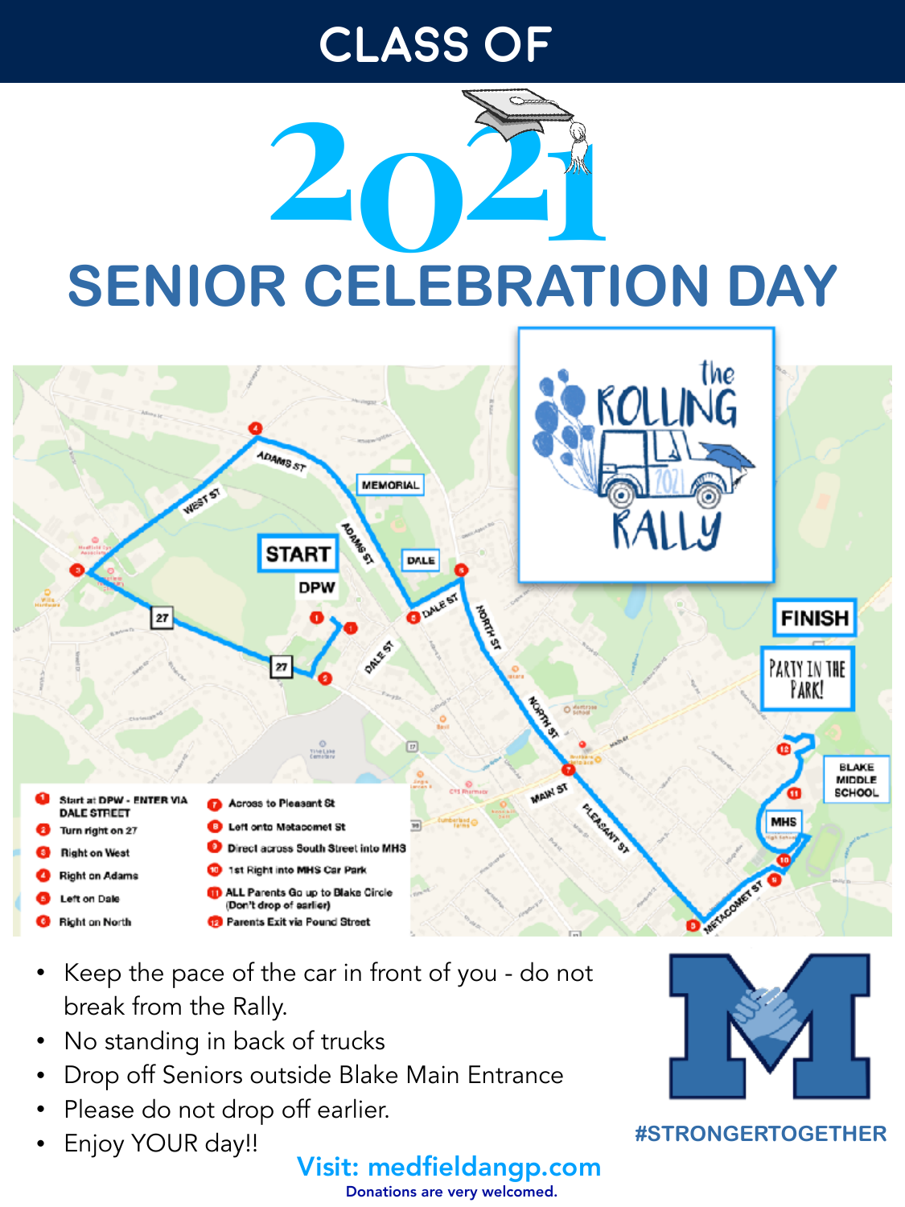# CLASS OF

# 2021

# SENIOR CELEBRATION DAY

the ROLLING 2021 RALLY

START

DPW

FINISH

PARTY IN THE PARK!

MEMORIAL

DALE

ADAMS ST

WEST ST

DALE ST

NORTH ST

MAIN ST

PLEASANT ST

METACOMET ST

MHS

BLAKE MIDDLE SCHOOL

27

1. Start at DPW - ENTER VIA DALE STREET
2. Turn right on 27
3. Right on West
4. Right on Adams
5. Left on Dale
6. Right on North
7. Across to Pleasant St
8. Left onto Metacomet St
9. Direct across South Street into MHS
10. 1st Right into MHS Car Park
11. ALL Parents Go up to Blake Circle (Don't drop of earlier)
12. Parents Exit via Pound Street

- Keep the pace of the car in front of you - do not break from the Rally.
- No standing in back of trucks
- Drop off Seniors outside Blake Main Entrance
- Please do not drop off earlier.
- Enjoy YOUR day!!

Visit: medfieldangp.com

Donations are very welcomed.

#STRONGERTOGETHER